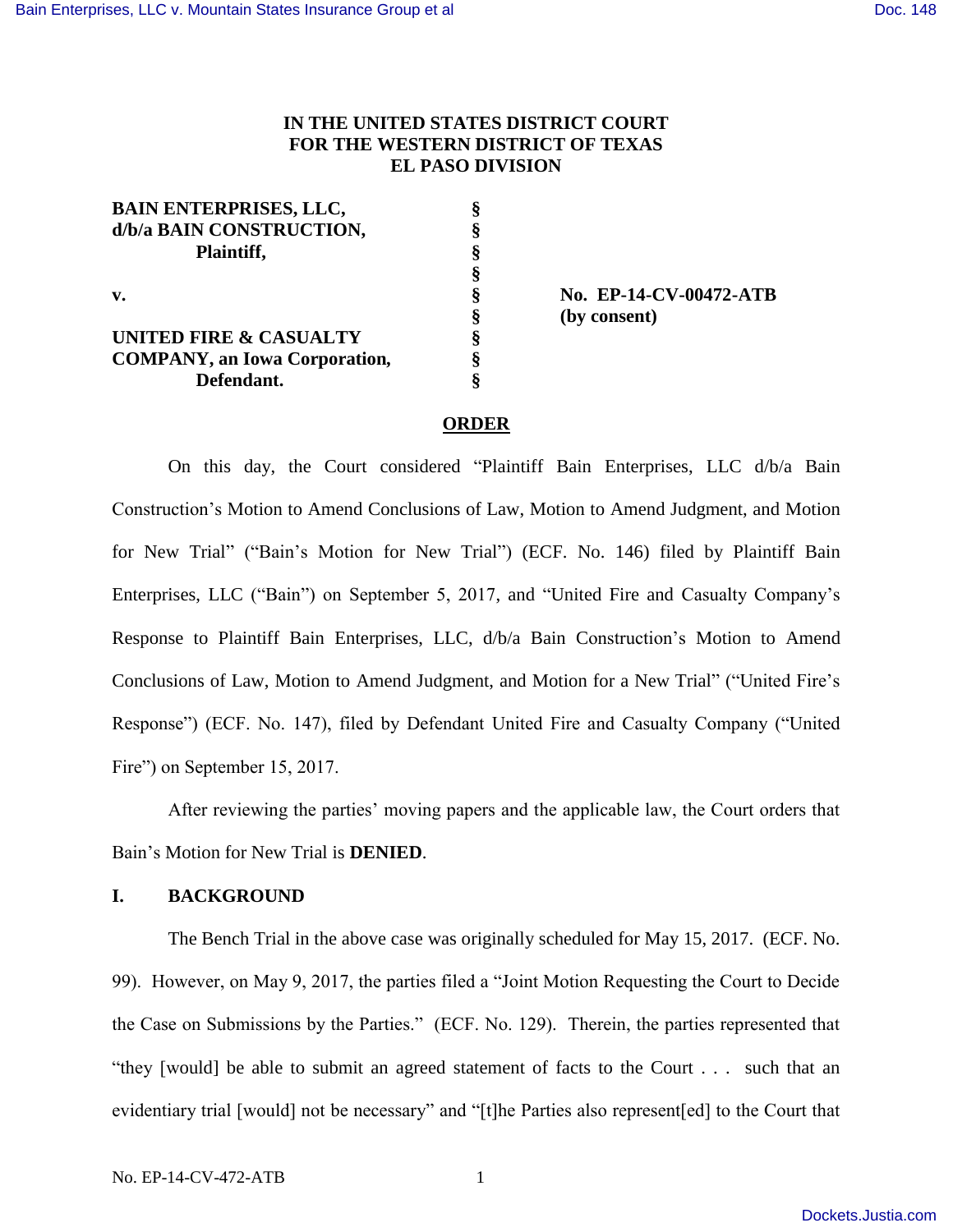**IN THE UNITED STATES DISTRICT COURT**
**FOR THE WESTERN DISTRICT OF TEXAS**
**EL PASO DIVISION**

| | | |
|---|---|---|
| **BAIN ENTERPRISES, LLC,** | **§** | |
| **d/b/a BAIN CONSTRUCTION,** | **§** | |
| **Plaintiff,** | **§** | |
| | **§** | |
| **v.** | **§** | **No. EP-14-CV-00472-ATB** |
| | **§** | **(by consent)** |
| **UNITED FIRE & CASUALTY** | **§** | |
| **COMPANY, an Iowa Corporation,** | **§** | |
| **Defendant.** | **§** | |

**ORDER**

On this day, the Court considered "Plaintiff Bain Enterprises, LLC d/b/a Bain Construction's Motion to Amend Conclusions of Law, Motion to Amend Judgment, and Motion for New Trial" ("Bain's Motion for New Trial") (ECF. No. 146) filed by Plaintiff Bain Enterprises, LLC ("Bain") on September 5, 2017, and "United Fire and Casualty Company's Response to Plaintiff Bain Enterprises, LLC, d/b/a Bain Construction's Motion to Amend Conclusions of Law, Motion to Amend Judgment, and Motion for a New Trial" ("United Fire's Response") (ECF. No. 147), filed by Defendant United Fire and Casualty Company ("United Fire") on September 15, 2017.

After reviewing the parties' moving papers and the applicable law, the Court orders that Bain's Motion for New Trial is **DENIED**.

## I. BACKGROUND

The Bench Trial in the above case was originally scheduled for May 15, 2017. (ECF. No. 99). However, on May 9, 2017, the parties filed a "Joint Motion Requesting the Court to Decide the Case on Submissions by the Parties." (ECF. No. 129). Therein, the parties represented that "they [would] be able to submit an agreed statement of facts to the Court . . . such that an evidentiary trial [would] not be necessary" and "[t]he Parties also represent[ed] to the Court that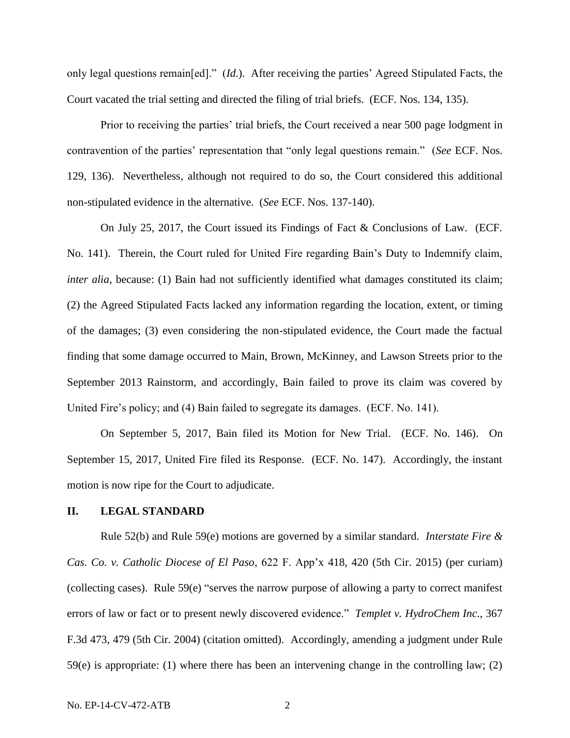only legal questions remain[ed]." (*Id.*). After receiving the parties' Agreed Stipulated Facts, the Court vacated the trial setting and directed the filing of trial briefs. (ECF. Nos. 134, 135).

Prior to receiving the parties' trial briefs, the Court received a near 500 page lodgment in contravention of the parties' representation that "only legal questions remain." (*See* ECF. Nos. 129, 136). Nevertheless, although not required to do so, the Court considered this additional non-stipulated evidence in the alternative. (*See* ECF. Nos. 137-140).

On July 25, 2017, the Court issued its Findings of Fact & Conclusions of Law. (ECF. No. 141). Therein, the Court ruled for United Fire regarding Bain's Duty to Indemnify claim, *inter alia*, because: (1) Bain had not sufficiently identified what damages constituted its claim; (2) the Agreed Stipulated Facts lacked any information regarding the location, extent, or timing of the damages; (3) even considering the non-stipulated evidence, the Court made the factual finding that some damage occurred to Main, Brown, McKinney, and Lawson Streets prior to the September 2013 Rainstorm, and accordingly, Bain failed to prove its claim was covered by United Fire's policy; and (4) Bain failed to segregate its damages. (ECF. No. 141).

On September 5, 2017, Bain filed its Motion for New Trial. (ECF. No. 146). On September 15, 2017, United Fire filed its Response. (ECF. No. 147). Accordingly, the instant motion is now ripe for the Court to adjudicate.

## II. LEGAL STANDARD

Rule 52(b) and Rule 59(e) motions are governed by a similar standard. *Interstate Fire & Cas. Co. v. Catholic Diocese of El Paso*, 622 F. App'x 418, 420 (5th Cir. 2015) (per curiam) (collecting cases). Rule 59(e) "serves the narrow purpose of allowing a party to correct manifest errors of law or fact or to present newly discovered evidence." *Templet v. HydroChem Inc.*, 367 F.3d 473, 479 (5th Cir. 2004) (citation omitted). Accordingly, amending a judgment under Rule 59(e) is appropriate: (1) where there has been an intervening change in the controlling law; (2)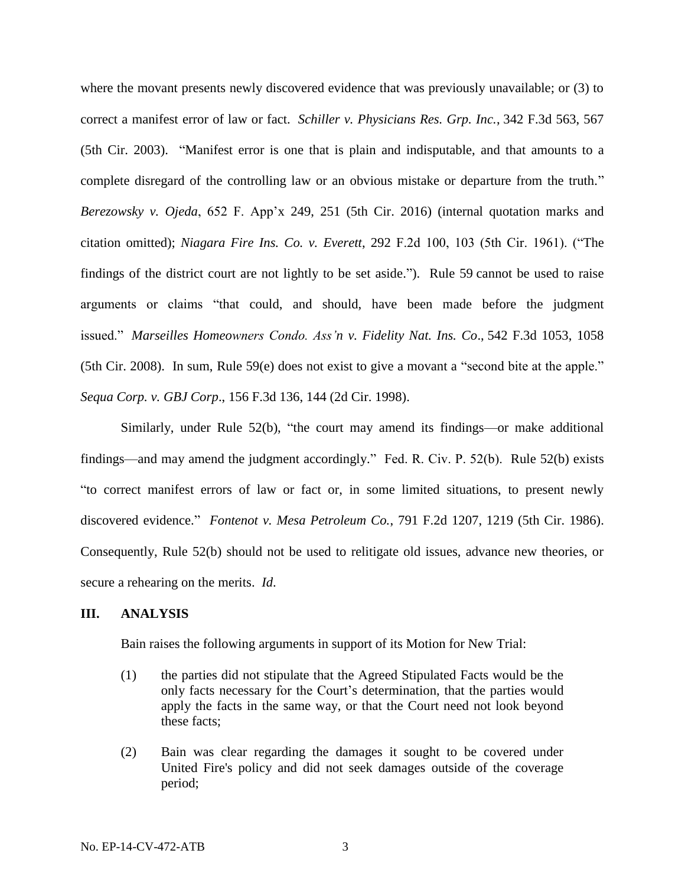where the movant presents newly discovered evidence that was previously unavailable; or (3) to correct a manifest error of law or fact. *Schiller v. Physicians Res. Grp. Inc.*, 342 F.3d 563, 567 (5th Cir. 2003). "Manifest error is one that is plain and indisputable, and that amounts to a complete disregard of the controlling law or an obvious mistake or departure from the truth." *Berezowsky v. Ojeda*, 652 F. App'x 249, 251 (5th Cir. 2016) (internal quotation marks and citation omitted); *Niagara Fire Ins. Co. v. Everett*, 292 F.2d 100, 103 (5th Cir. 1961). ("The findings of the district court are not lightly to be set aside."). Rule 59 cannot be used to raise arguments or claims "that could, and should, have been made before the judgment issued." *Marseilles Homeowners Condo. Ass'n v. Fidelity Nat. Ins. Co*., 542 F.3d 1053, 1058 (5th Cir. 2008). In sum, Rule 59(e) does not exist to give a movant a "second bite at the apple." *Sequa Corp. v. GBJ Corp*., 156 F.3d 136, 144 (2d Cir. 1998).

Similarly, under Rule 52(b), "the court may amend its findings—or make additional findings—and may amend the judgment accordingly." Fed. R. Civ. P. 52(b). Rule 52(b) exists "to correct manifest errors of law or fact or, in some limited situations, to present newly discovered evidence." *Fontenot v. Mesa Petroleum Co.*, 791 F.2d 1207, 1219 (5th Cir. 1986). Consequently, Rule 52(b) should not be used to relitigate old issues, advance new theories, or secure a rehearing on the merits. *Id*.

## III. ANALYSIS

Bain raises the following arguments in support of its Motion for New Trial:

(1) the parties did not stipulate that the Agreed Stipulated Facts would be the only facts necessary for the Court's determination, that the parties would apply the facts in the same way, or that the Court need not look beyond these facts;

(2) Bain was clear regarding the damages it sought to be covered under United Fire's policy and did not seek damages outside of the coverage period;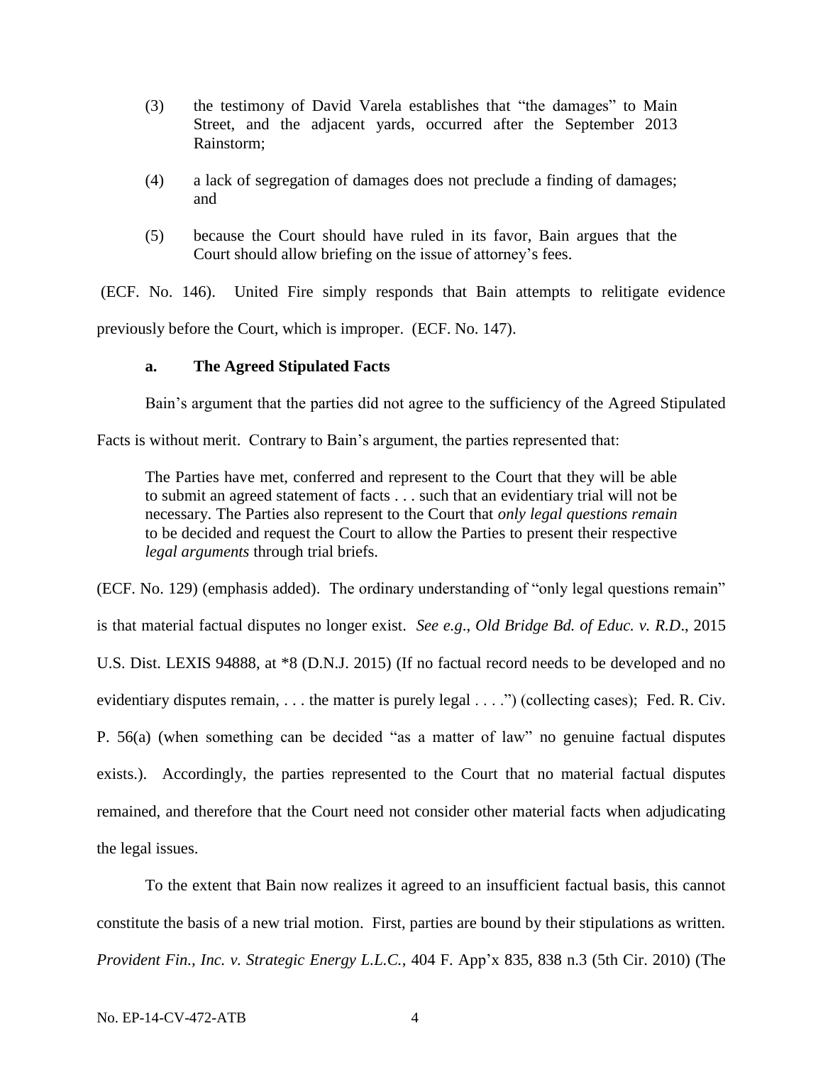(3) the testimony of David Varela establishes that "the damages" to Main Street, and the adjacent yards, occurred after the September 2013 Rainstorm;

(4) a lack of segregation of damages does not preclude a finding of damages; and

(5) because the Court should have ruled in its favor, Bain argues that the Court should allow briefing on the issue of attorney's fees.

(ECF. No. 146). United Fire simply responds that Bain attempts to relitigate evidence previously before the Court, which is improper. (ECF. No. 147).

**a. The Agreed Stipulated Facts**

Bain's argument that the parties did not agree to the sufficiency of the Agreed Stipulated Facts is without merit. Contrary to Bain's argument, the parties represented that:

> The Parties have met, conferred and represent to the Court that they will be able to submit an agreed statement of facts . . . such that an evidentiary trial will not be necessary. The Parties also represent to the Court that *only legal questions remain* to be decided and request the Court to allow the Parties to present their respective *legal arguments* through trial briefs.

(ECF. No. 129) (emphasis added). The ordinary understanding of "only legal questions remain" is that material factual disputes no longer exist. *See e.g.*, *Old Bridge Bd. of Educ. v. R.D.*, 2015 U.S. Dist. LEXIS 94888, at *8 (D.N.J. 2015) (If no factual record needs to be developed and no evidentiary disputes remain, . . . the matter is purely legal . . . .") (collecting cases); Fed. R. Civ. P. 56(a) (when something can be decided "as a matter of law" no genuine factual disputes exists.). Accordingly, the parties represented to the Court that no material factual disputes remained, and therefore that the Court need not consider other material facts when adjudicating the legal issues.

To the extent that Bain now realizes it agreed to an insufficient factual basis, this cannot constitute the basis of a new trial motion. First, parties are bound by their stipulations as written. *Provident Fin., Inc. v. Strategic Energy L.L.C.*, 404 F. App'x 835, 838 n.3 (5th Cir. 2010) (The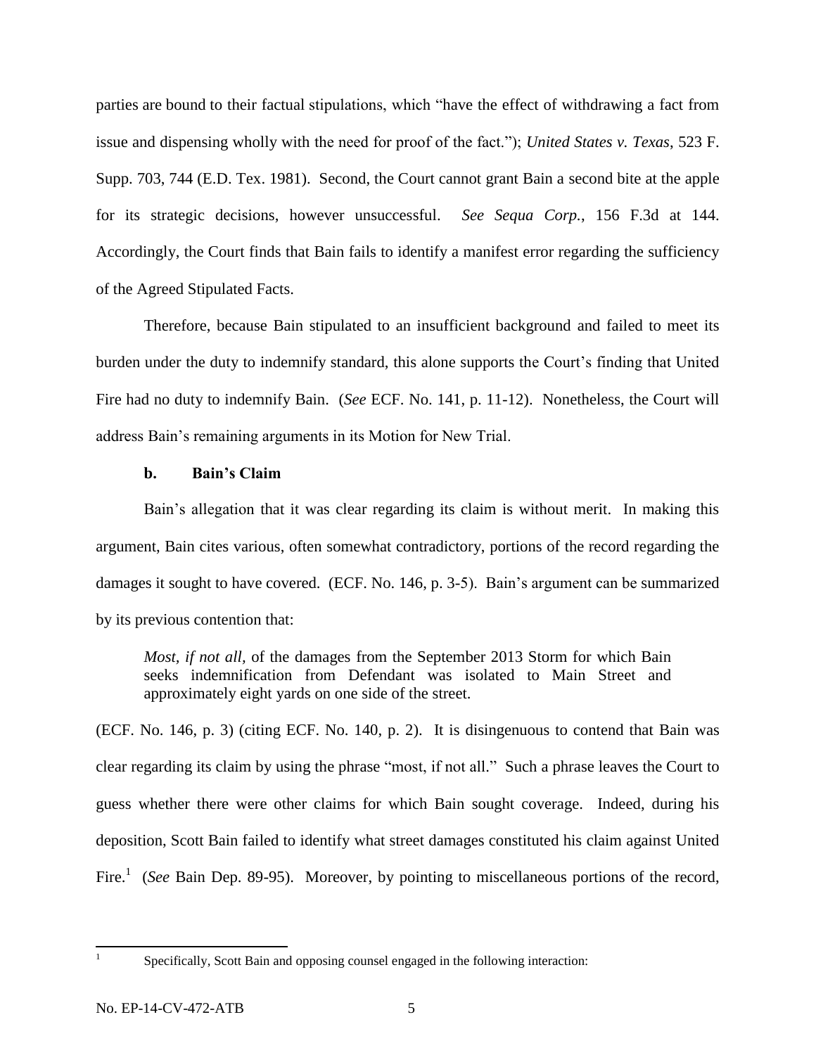parties are bound to their factual stipulations, which "have the effect of withdrawing a fact from issue and dispensing wholly with the need for proof of the fact."); *United States v. Texas*, 523 F. Supp. 703, 744 (E.D. Tex. 1981). Second, the Court cannot grant Bain a second bite at the apple for its strategic decisions, however unsuccessful. *See Sequa Corp.*, 156 F.3d at 144. Accordingly, the Court finds that Bain fails to identify a manifest error regarding the sufficiency of the Agreed Stipulated Facts.

Therefore, because Bain stipulated to an insufficient background and failed to meet its burden under the duty to indemnify standard, this alone supports the Court's finding that United Fire had no duty to indemnify Bain. (*See* ECF. No. 141, p. 11-12). Nonetheless, the Court will address Bain's remaining arguments in its Motion for New Trial.

### b. Bain's Claim

Bain's allegation that it was clear regarding its claim is without merit. In making this argument, Bain cites various, often somewhat contradictory, portions of the record regarding the damages it sought to have covered. (ECF. No. 146, p. 3-5). Bain's argument can be summarized by its previous contention that:

> *Most, if not all,* of the damages from the September 2013 Storm for which Bain seeks indemnification from Defendant was isolated to Main Street and approximately eight yards on one side of the street.

(ECF. No. 146, p. 3) (citing ECF. No. 140, p. 2). It is disingenuous to contend that Bain was clear regarding its claim by using the phrase "most, if not all." Such a phrase leaves the Court to guess whether there were other claims for which Bain sought coverage. Indeed, during his deposition, Scott Bain failed to identify what street damages constituted his claim against United Fire.[1] (*See* Bain Dep. 89-95). Moreover, by pointing to miscellaneous portions of the record,

[1] Specifically, Scott Bain and opposing counsel engaged in the following interaction: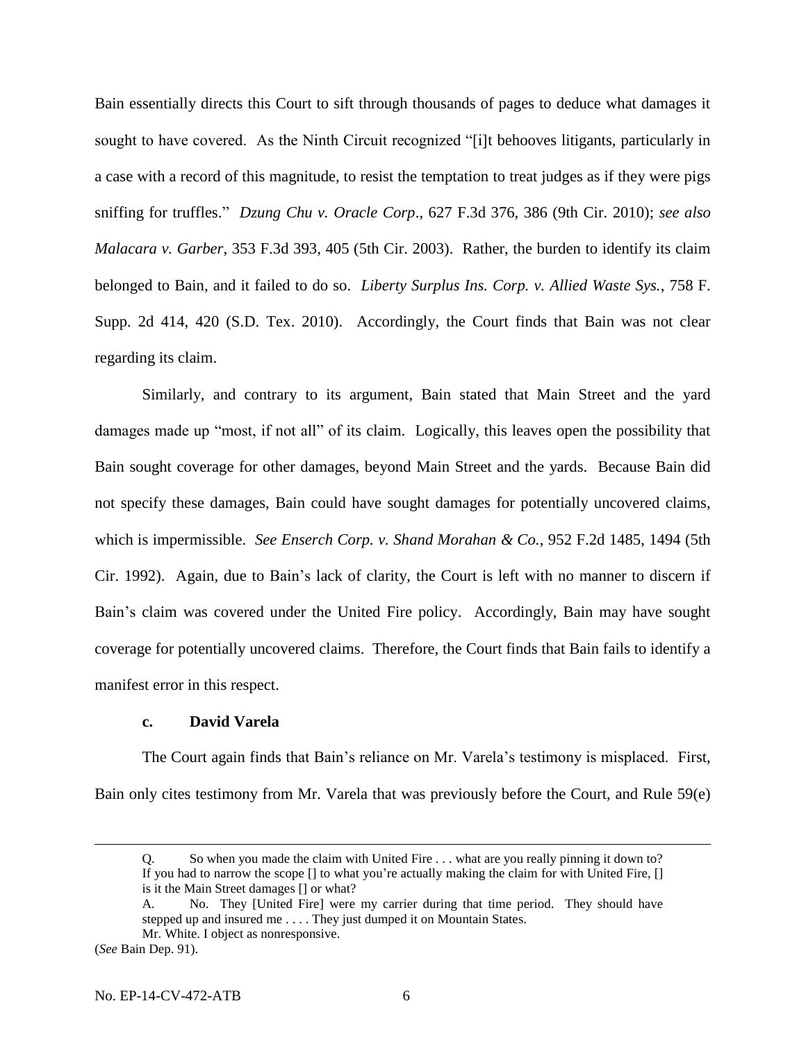Bain essentially directs this Court to sift through thousands of pages to deduce what damages it sought to have covered. As the Ninth Circuit recognized "[i]t behooves litigants, particularly in a case with a record of this magnitude, to resist the temptation to treat judges as if they were pigs sniffing for truffles." *Dzung Chu v. Oracle Corp*., 627 F.3d 376, 386 (9th Cir. 2010); *see also Malacara v. Garber*, 353 F.3d 393, 405 (5th Cir. 2003). Rather, the burden to identify its claim belonged to Bain, and it failed to do so. *Liberty Surplus Ins. Corp. v. Allied Waste Sys.*, 758 F. Supp. 2d 414, 420 (S.D. Tex. 2010). Accordingly, the Court finds that Bain was not clear regarding its claim.

Similarly, and contrary to its argument, Bain stated that Main Street and the yard damages made up "most, if not all" of its claim. Logically, this leaves open the possibility that Bain sought coverage for other damages, beyond Main Street and the yards. Because Bain did not specify these damages, Bain could have sought damages for potentially uncovered claims, which is impermissible. *See Enserch Corp. v. Shand Morahan & Co.*, 952 F.2d 1485, 1494 (5th Cir. 1992). Again, due to Bain's lack of clarity, the Court is left with no manner to discern if Bain's claim was covered under the United Fire policy. Accordingly, Bain may have sought coverage for potentially uncovered claims. Therefore, the Court finds that Bain fails to identify a manifest error in this respect.

### c. David Varela

The Court again finds that Bain's reliance on Mr. Varela's testimony is misplaced. First, Bain only cites testimony from Mr. Varela that was previously before the Court, and Rule 59(e)

---

> Q. So when you made the claim with United Fire . . . what are you really pinning it down to? If you had to narrow the scope [] to what you're actually making the claim for with United Fire, [] is it the Main Street damages [] or what?
>
> A. No. They [United Fire] were my carrier during that time period. They should have stepped up and insured me . . . . They just dumped it on Mountain States.
>
> Mr. White. I object as nonresponsive.

(*See* Bain Dep. 91).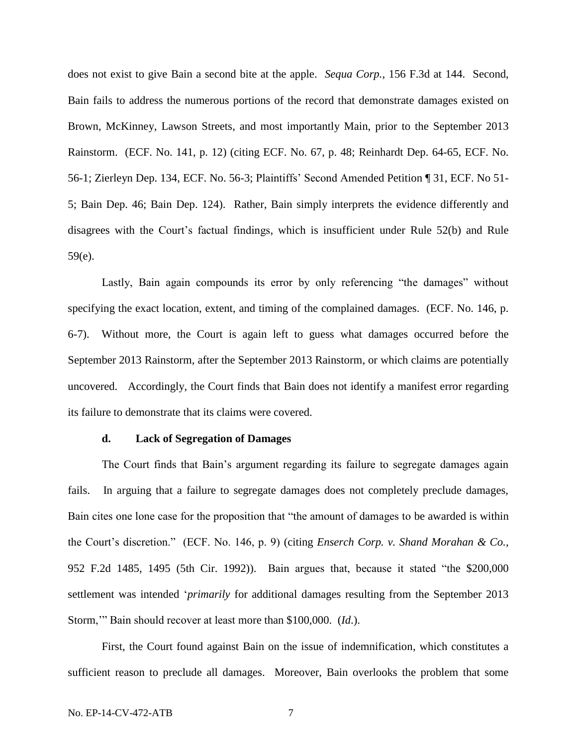does not exist to give Bain a second bite at the apple. *Sequa Corp.*, 156 F.3d at 144. Second, Bain fails to address the numerous portions of the record that demonstrate damages existed on Brown, McKinney, Lawson Streets, and most importantly Main, prior to the September 2013 Rainstorm. (ECF. No. 141, p. 12) (citing ECF. No. 67, p. 48; Reinhardt Dep. 64-65, ECF. No. 56-1; Zierleyn Dep. 134, ECF. No. 56-3; Plaintiffs' Second Amended Petition ¶ 31, ECF. No 51-5; Bain Dep. 46; Bain Dep. 124). Rather, Bain simply interprets the evidence differently and disagrees with the Court's factual findings, which is insufficient under Rule 52(b) and Rule 59(e).

Lastly, Bain again compounds its error by only referencing "the damages" without specifying the exact location, extent, and timing of the complained damages. (ECF. No. 146, p. 6-7). Without more, the Court is again left to guess what damages occurred before the September 2013 Rainstorm, after the September 2013 Rainstorm, or which claims are potentially uncovered. Accordingly, the Court finds that Bain does not identify a manifest error regarding its failure to demonstrate that its claims were covered.

**d. Lack of Segregation of Damages**

The Court finds that Bain's argument regarding its failure to segregate damages again fails. In arguing that a failure to segregate damages does not completely preclude damages, Bain cites one lone case for the proposition that "the amount of damages to be awarded is within the Court's discretion." (ECF. No. 146, p. 9) (citing *Enserch Corp. v. Shand Morahan & Co.*, 952 F.2d 1485, 1495 (5th Cir. 1992)). Bain argues that, because it stated "the $200,000 settlement was intended '*primarily* for additional damages resulting from the September 2013 Storm,'" Bain should recover at least more than $100,000. (*Id.*).

First, the Court found against Bain on the issue of indemnification, which constitutes a sufficient reason to preclude all damages. Moreover, Bain overlooks the problem that some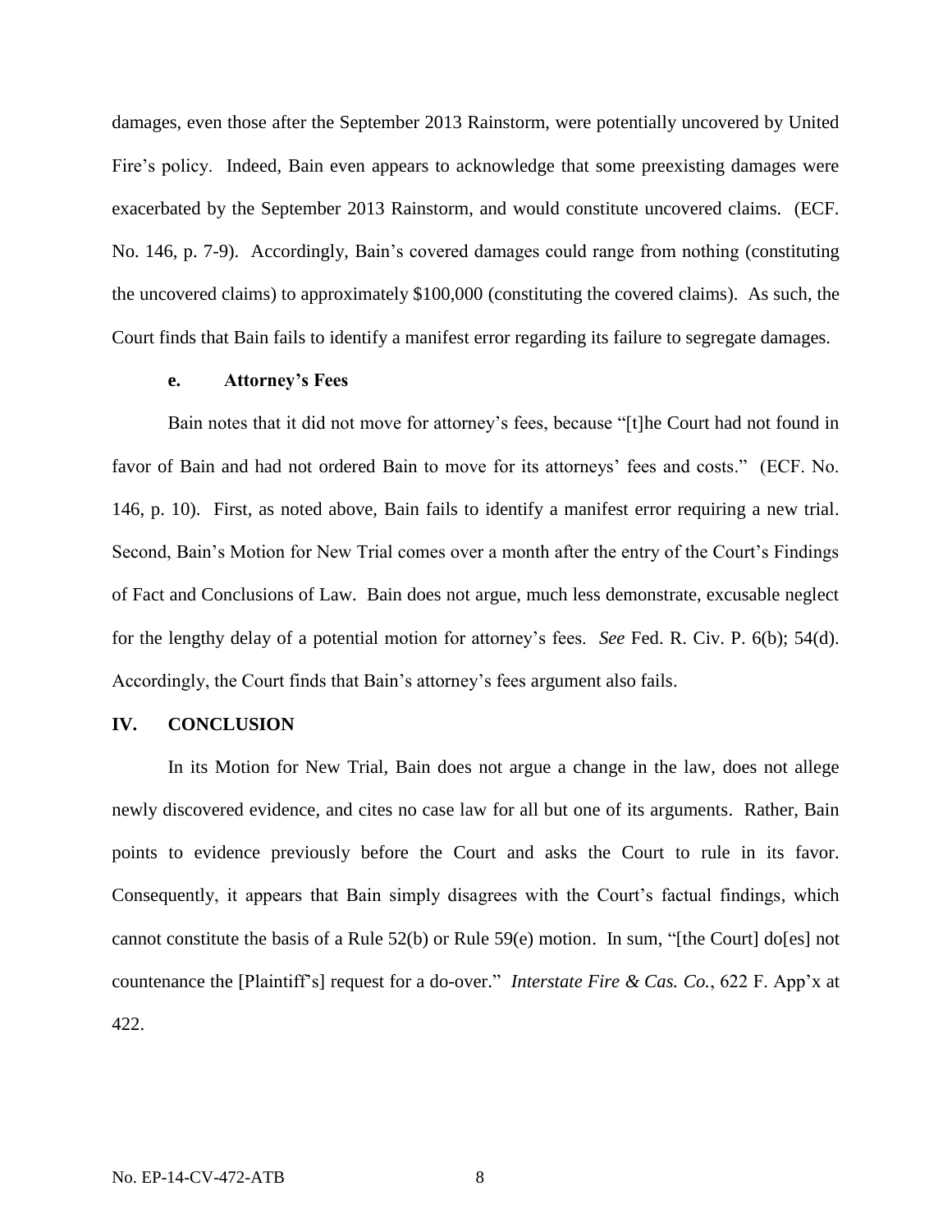damages, even those after the September 2013 Rainstorm, were potentially uncovered by United Fire's policy. Indeed, Bain even appears to acknowledge that some preexisting damages were exacerbated by the September 2013 Rainstorm, and would constitute uncovered claims. (ECF. No. 146, p. 7-9). Accordingly, Bain's covered damages could range from nothing (constituting the uncovered claims) to approximately $100,000 (constituting the covered claims). As such, the Court finds that Bain fails to identify a manifest error regarding its failure to segregate damages.

**e. Attorney's Fees**

Bain notes that it did not move for attorney's fees, because "[t]he Court had not found in favor of Bain and had not ordered Bain to move for its attorneys' fees and costs." (ECF. No. 146, p. 10). First, as noted above, Bain fails to identify a manifest error requiring a new trial. Second, Bain's Motion for New Trial comes over a month after the entry of the Court's Findings of Fact and Conclusions of Law. Bain does not argue, much less demonstrate, excusable neglect for the lengthy delay of a potential motion for attorney's fees. *See* Fed. R. Civ. P. 6(b); 54(d). Accordingly, the Court finds that Bain's attorney's fees argument also fails.

## IV. CONCLUSION

In its Motion for New Trial, Bain does not argue a change in the law, does not allege newly discovered evidence, and cites no case law for all but one of its arguments. Rather, Bain points to evidence previously before the Court and asks the Court to rule in its favor. Consequently, it appears that Bain simply disagrees with the Court's factual findings, which cannot constitute the basis of a Rule 52(b) or Rule 59(e) motion. In sum, "[the Court] do[es] not countenance the [Plaintiff's] request for a do-over." *Interstate Fire & Cas. Co.*, 622 F. App'x at 422.

No. EP-14-CV-472-ATB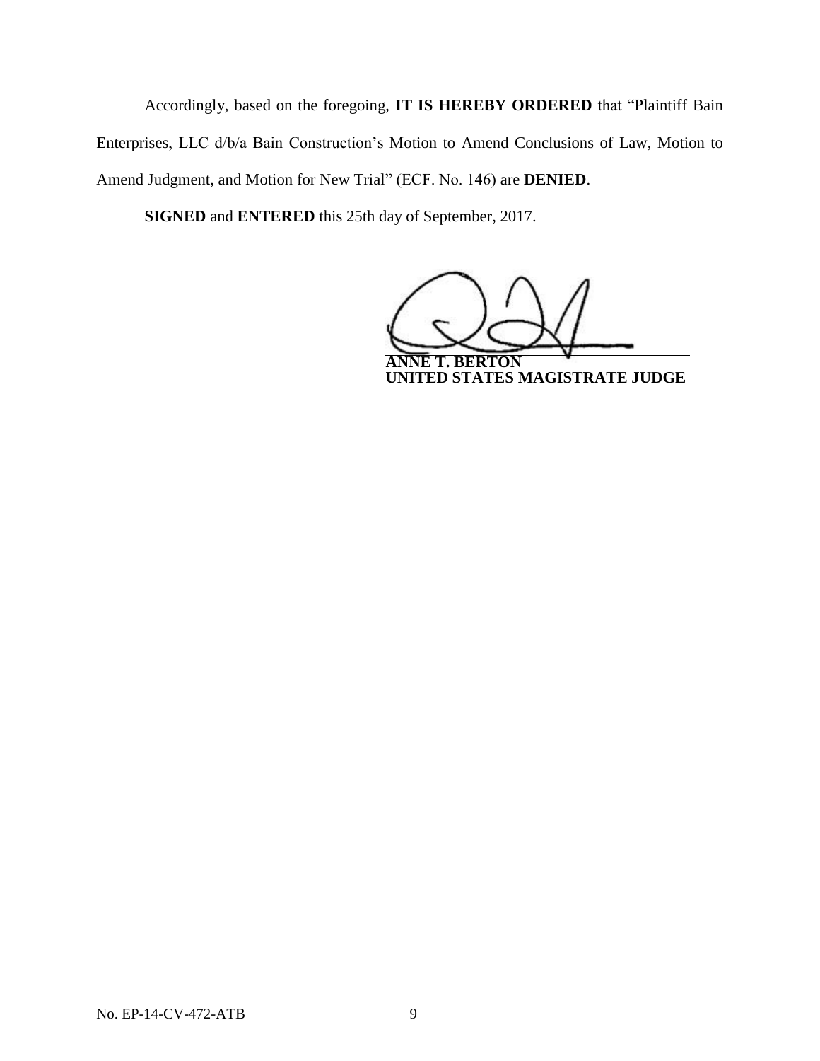Accordingly, based on the foregoing, **IT IS HEREBY ORDERED** that "Plaintiff Bain Enterprises, LLC d/b/a Bain Construction's Motion to Amend Conclusions of Law, Motion to Amend Judgment, and Motion for New Trial" (ECF. No. 146) are **DENIED**.

**SIGNED** and **ENTERED** this 25th day of September, 2017.

**ANNE T. BERTON**
**UNITED STATES MAGISTRATE JUDGE**

No. EP-14-CV-472-ATB